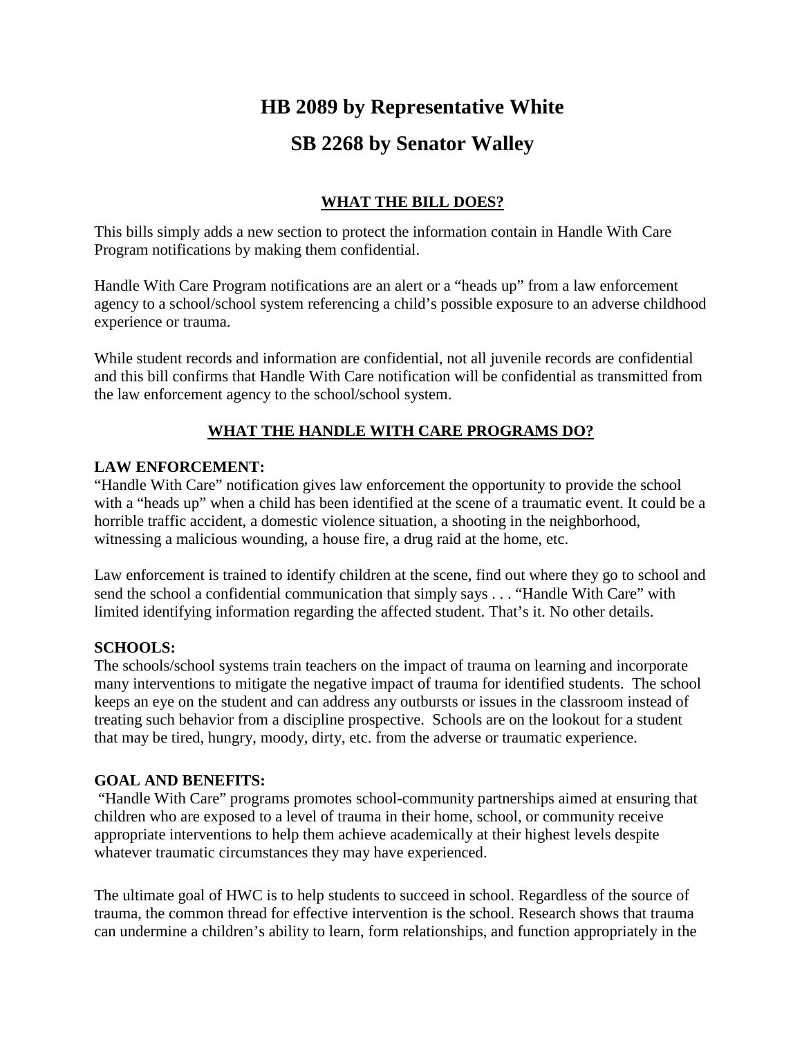# HB 2089 by Representative White

# SB 2268 by Senator Walley

## WHAT THE BILL DOES?

This bills simply adds a new section to protect the information contain in Handle With Care Program notifications by making them confidential.

Handle With Care Program notifications are an alert or a "heads up" from a law enforcement agency to a school/school system referencing a child's possible exposure to an adverse childhood experience or trauma.

While student records and information are confidential, not all juvenile records are confidential and this bill confirms that Handle With Care notification will be confidential as transmitted from the law enforcement agency to the school/school system.

## WHAT THE HANDLE WITH CARE PROGRAMS DO?

**LAW ENFORCEMENT:**
"Handle With Care" notification gives law enforcement the opportunity to provide the school with a "heads up" when a child has been identified at the scene of a traumatic event. It could be a horrible traffic accident, a domestic violence situation, a shooting in the neighborhood, witnessing a malicious wounding, a house fire, a drug raid at the home, etc.

Law enforcement is trained to identify children at the scene, find out where they go to school and send the school a confidential communication that simply says . . . "Handle With Care" with limited identifying information regarding the affected student. That's it. No other details.

**SCHOOLS:**
The schools/school systems train teachers on the impact of trauma on learning and incorporate many interventions to mitigate the negative impact of trauma for identified students. The school keeps an eye on the student and can address any outbursts or issues in the classroom instead of treating such behavior from a discipline prospective. Schools are on the lookout for a student that may be tired, hungry, moody, dirty, etc. from the adverse or traumatic experience.

**GOAL AND BENEFITS:**
"Handle With Care" programs promotes school-community partnerships aimed at ensuring that children who are exposed to a level of trauma in their home, school, or community receive appropriate interventions to help them achieve academically at their highest levels despite whatever traumatic circumstances they may have experienced.

The ultimate goal of HWC is to help students to succeed in school. Regardless of the source of trauma, the common thread for effective intervention is the school. Research shows that trauma can undermine a children's ability to learn, form relationships, and function appropriately in the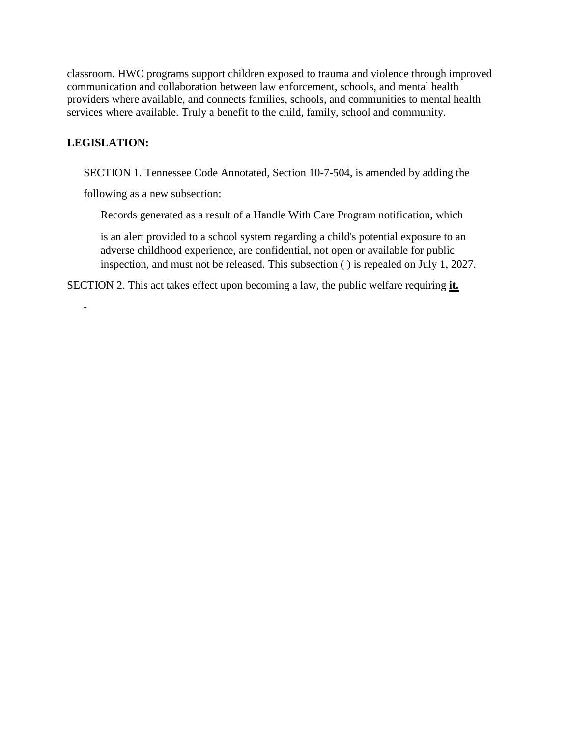classroom. HWC programs support children exposed to trauma and violence through improved communication and collaboration between law enforcement, schools, and mental health providers where available, and connects families, schools, and communities to mental health services where available. Truly a benefit to the child, family, school and community.

**LEGISLATION:**

SECTION 1. Tennessee Code Annotated, Section 10-7-504, is amended by adding the following as a new subsection:

> Records generated as a result of a Handle With Care Program notification, which is an alert provided to a school system regarding a child's potential exposure to an adverse childhood experience, are confidential, not open or available for public inspection, and must not be released. This subsection ( ) is repealed on July 1, 2027.

SECTION 2. This act takes effect upon becoming a law, the public welfare requiring **it.**

-